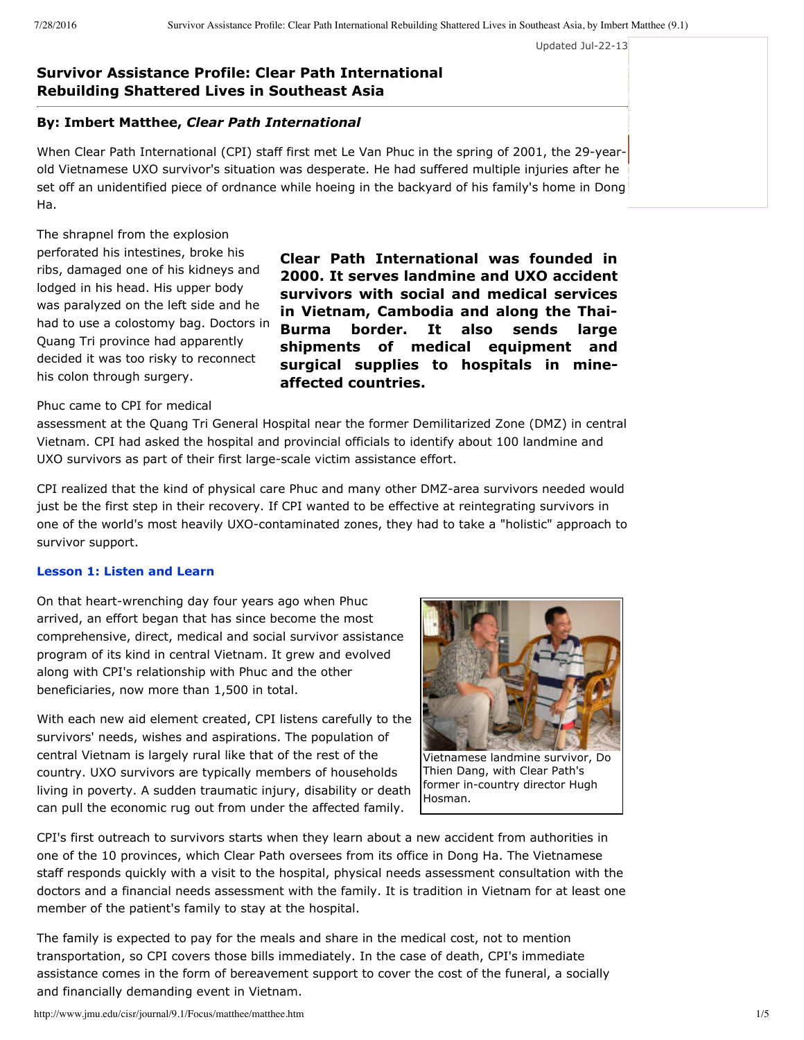Updated Jul-22-13

# Survivor Assistance Profile: Clear Path International Rebuilding Shattered Lives in Southeast Asia

### By: Imbert Matthee, *Clear Path International*

When Clear Path International (CPI) staff first met Le Van Phuc in the spring of 2001, the 29-year-old Vietnamese UXO survivor's situation was desperate. He had suffered multiple injuries after he set off an unidentified piece of ordnance while hoeing in the backyard of his family's home in Dong Ha.

The shrapnel from the explosion perforated his intestines, broke his ribs, damaged one of his kidneys and lodged in his head. His upper body was paralyzed on the left side and he had to use a colostomy bag. Doctors in Quang Tri province had apparently decided it was too risky to reconnect his colon through surgery.

**Clear Path International was founded in 2000. It serves landmine and UXO accident survivors with social and medical services in Vietnam, Cambodia and along the Thai-Burma border. It also sends large shipments of medical equipment and surgical supplies to hospitals in mine-affected countries.**

Phuc came to CPI for medical assessment at the Quang Tri General Hospital near the former Demilitarized Zone (DMZ) in central Vietnam. CPI had asked the hospital and provincial officials to identify about 100 landmine and UXO survivors as part of their first large-scale victim assistance effort.

CPI realized that the kind of physical care Phuc and many other DMZ-area survivors needed would just be the first step in their recovery. If CPI wanted to be effective at reintegrating survivors in one of the world's most heavily UXO-contaminated zones, they had to take a "holistic" approach to survivor support.

### Lesson 1: Listen and Learn

On that heart-wrenching day four years ago when Phuc arrived, an effort began that has since become the most comprehensive, direct, medical and social survivor assistance program of its kind in central Vietnam. It grew and evolved along with CPI's relationship with Phuc and the other beneficiaries, now more than 1,500 in total.

With each new aid element created, CPI listens carefully to the survivors' needs, wishes and aspirations. The population of central Vietnam is largely rural like that of the rest of the country. UXO survivors are typically members of households living in poverty. A sudden traumatic injury, disability or death can pull the economic rug out from under the affected family.

Vietnamese landmine survivor, Do Thien Dang, with Clear Path's former in-country director Hugh Hosman.

CPI's first outreach to survivors starts when they learn about a new accident from authorities in one of the 10 provinces, which Clear Path oversees from its office in Dong Ha. The Vietnamese staff responds quickly with a visit to the hospital, physical needs assessment consultation with the doctors and a financial needs assessment with the family. It is tradition in Vietnam for at least one member of the patient's family to stay at the hospital.

The family is expected to pay for the meals and share in the medical cost, not to mention transportation, so CPI covers those bills immediately. In the case of death, CPI's immediate assistance comes in the form of bereavement support to cover the cost of the funeral, a socially and financially demanding event in Vietnam.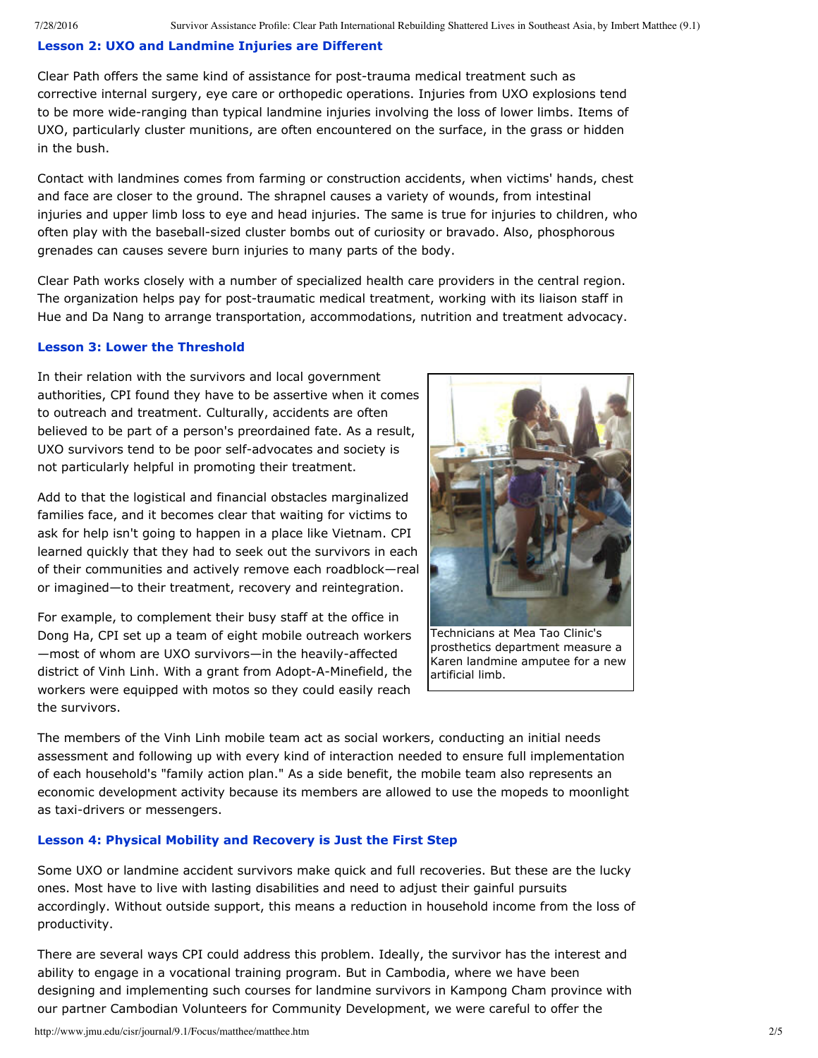### Lesson 2: UXO and Landmine Injuries are Different

Clear Path offers the same kind of assistance for post-trauma medical treatment such as corrective internal surgery, eye care or orthopedic operations. Injuries from UXO explosions tend to be more wide-ranging than typical landmine injuries involving the loss of lower limbs. Items of UXO, particularly cluster munitions, are often encountered on the surface, in the grass or hidden in the bush.

Contact with landmines comes from farming or construction accidents, when victims' hands, chest and face are closer to the ground. The shrapnel causes a variety of wounds, from intestinal injuries and upper limb loss to eye and head injuries. The same is true for injuries to children, who often play with the baseball-sized cluster bombs out of curiosity or bravado. Also, phosphorous grenades can causes severe burn injuries to many parts of the body.

Clear Path works closely with a number of specialized health care providers in the central region. The organization helps pay for post-traumatic medical treatment, working with its liaison staff in Hue and Da Nang to arrange transportation, accommodations, nutrition and treatment advocacy.

### Lesson 3: Lower the Threshold

In their relation with the survivors and local government authorities, CPI found they have to be assertive when it comes to outreach and treatment. Culturally, accidents are often believed to be part of a person's preordained fate. As a result, UXO survivors tend to be poor self-advocates and society is not particularly helpful in promoting their treatment.

Add to that the logistical and financial obstacles marginalized families face, and it becomes clear that waiting for victims to ask for help isn't going to happen in a place like Vietnam. CPI learned quickly that they had to seek out the survivors in each of their communities and actively remove each roadblock—real or imagined—to their treatment, recovery and reintegration.

For example, to complement their busy staff at the office in Dong Ha, CPI set up a team of eight mobile outreach workers—most of whom are UXO survivors—in the heavily-affected district of Vinh Linh. With a grant from Adopt-A-Minefield, the workers were equipped with motos so they could easily reach the survivors.

Technicians at Mea Tao Clinic's prosthetics department measure a Karen landmine amputee for a new artificial limb.

The members of the Vinh Linh mobile team act as social workers, conducting an initial needs assessment and following up with every kind of interaction needed to ensure full implementation of each household's "family action plan." As a side benefit, the mobile team also represents an economic development activity because its members are allowed to use the mopeds to moonlight as taxi-drivers or messengers.

### Lesson 4: Physical Mobility and Recovery is Just the First Step

Some UXO or landmine accident survivors make quick and full recoveries. But these are the lucky ones. Most have to live with lasting disabilities and need to adjust their gainful pursuits accordingly. Without outside support, this means a reduction in household income from the loss of productivity.

There are several ways CPI could address this problem. Ideally, the survivor has the interest and ability to engage in a vocational training program. But in Cambodia, where we have been designing and implementing such courses for landmine survivors in Kampong Cham province with our partner Cambodian Volunteers for Community Development, we were careful to offer the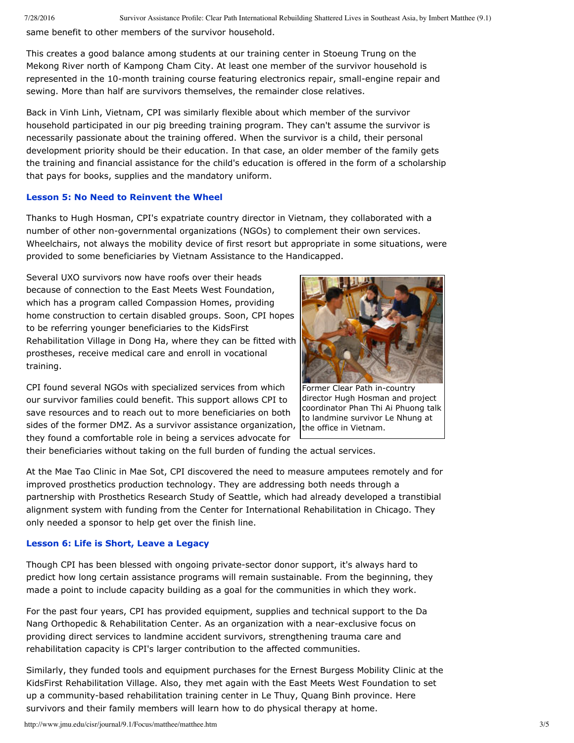same benefit to other members of the survivor household.

This creates a good balance among students at our training center in Stoeung Trung on the Mekong River north of Kampong Cham City. At least one member of the survivor household is represented in the 10-month training course featuring electronics repair, small-engine repair and sewing. More than half are survivors themselves, the remainder close relatives.

Back in Vinh Linh, Vietnam, CPI was similarly flexible about which member of the survivor household participated in our pig breeding training program. They can't assume the survivor is necessarily passionate about the training offered. When the survivor is a child, their personal development priority should be their education. In that case, an older member of the family gets the training and financial assistance for the child's education is offered in the form of a scholarship that pays for books, supplies and the mandatory uniform.

### Lesson 5: No Need to Reinvent the Wheel

Thanks to Hugh Hosman, CPI's expatriate country director in Vietnam, they collaborated with a number of other non-governmental organizations (NGOs) to complement their own services. Wheelchairs, not always the mobility device of first resort but appropriate in some situations, were provided to some beneficiaries by Vietnam Assistance to the Handicapped.

Several UXO survivors now have roofs over their heads because of connection to the East Meets West Foundation, which has a program called Compassion Homes, providing home construction to certain disabled groups. Soon, CPI hopes to be referring younger beneficiaries to the KidsFirst Rehabilitation Village in Dong Ha, where they can be fitted with prostheses, receive medical care and enroll in vocational training.

Former Clear Path in-country director Hugh Hosman and project coordinator Phan Thi Ai Phuong talk to landmine survivor Le Nhung at the office in Vietnam.

CPI found several NGOs with specialized services from which our survivor families could benefit. This support allows CPI to save resources and to reach out to more beneficiaries on both sides of the former DMZ. As a survivor assistance organization, they found a comfortable role in being a services advocate for their beneficiaries without taking on the full burden of funding the actual services.

At the Mae Tao Clinic in Mae Sot, CPI discovered the need to measure amputees remotely and for improved prosthetics production technology. They are addressing both needs through a partnership with Prosthetics Research Study of Seattle, which had already developed a transtibial alignment system with funding from the Center for International Rehabilitation in Chicago. They only needed a sponsor to help get over the finish line.

### Lesson 6: Life is Short, Leave a Legacy

Though CPI has been blessed with ongoing private-sector donor support, it's always hard to predict how long certain assistance programs will remain sustainable. From the beginning, they made a point to include capacity building as a goal for the communities in which they work.

For the past four years, CPI has provided equipment, supplies and technical support to the Da Nang Orthopedic & Rehabilitation Center. As an organization with a near-exclusive focus on providing direct services to landmine accident survivors, strengthening trauma care and rehabilitation capacity is CPI's larger contribution to the affected communities.

Similarly, they funded tools and equipment purchases for the Ernest Burgess Mobility Clinic at the KidsFirst Rehabilitation Village. Also, they met again with the East Meets West Foundation to set up a community-based rehabilitation training center in Le Thuy, Quang Binh province. Here survivors and their family members will learn how to do physical therapy at home.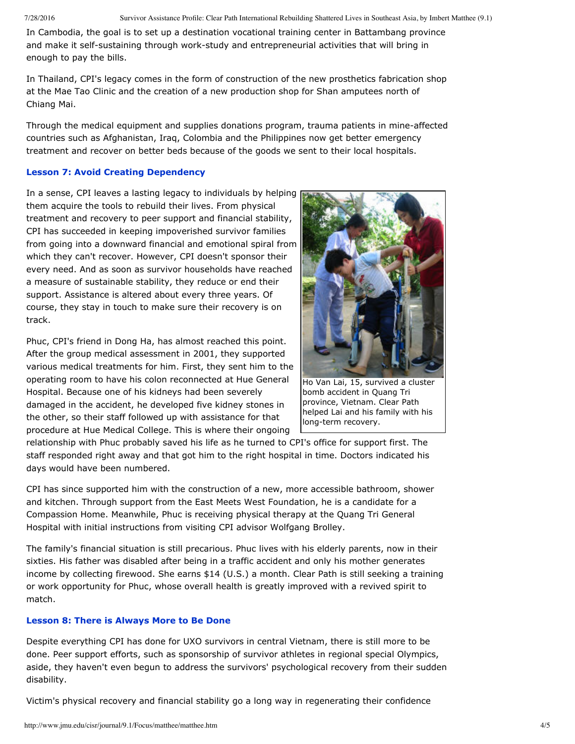In Cambodia, the goal is to set up a destination vocational training center in Battambang province and make it self-sustaining through work-study and entrepreneurial activities that will bring in enough to pay the bills.

In Thailand, CPI's legacy comes in the form of construction of the new prosthetics fabrication shop at the Mae Tao Clinic and the creation of a new production shop for Shan amputees north of Chiang Mai.

Through the medical equipment and supplies donations program, trauma patients in mine-affected countries such as Afghanistan, Iraq, Colombia and the Philippines now get better emergency treatment and recover on better beds because of the goods we sent to their local hospitals.

### Lesson 7: Avoid Creating Dependency

In a sense, CPI leaves a lasting legacy to individuals by helping them acquire the tools to rebuild their lives. From physical treatment and recovery to peer support and financial stability, CPI has succeeded in keeping impoverished survivor families from going into a downward financial and emotional spiral from which they can't recover. However, CPI doesn't sponsor their every need. And as soon as survivor households have reached a measure of sustainable stability, they reduce or end their support. Assistance is altered about every three years. Of course, they stay in touch to make sure their recovery is on track.

Ho Van Lai, 15, survived a cluster bomb accident in Quang Tri province, Vietnam. Clear Path helped Lai and his family with his long-term recovery.

Phuc, CPI's friend in Dong Ha, has almost reached this point. After the group medical assessment in 2001, they supported various medical treatments for him. First, they sent him to the operating room to have his colon reconnected at Hue General Hospital. Because one of his kidneys had been severely damaged in the accident, he developed five kidney stones in the other, so their staff followed up with assistance for that procedure at Hue Medical College. This is where their ongoing relationship with Phuc probably saved his life as he turned to CPI's office for support first. The staff responded right away and that got him to the right hospital in time. Doctors indicated his days would have been numbered.

CPI has since supported him with the construction of a new, more accessible bathroom, shower and kitchen. Through support from the East Meets West Foundation, he is a candidate for a Compassion Home. Meanwhile, Phuc is receiving physical therapy at the Quang Tri General Hospital with initial instructions from visiting CPI advisor Wolfgang Brolley.

The family's financial situation is still precarious. Phuc lives with his elderly parents, now in their sixties. His father was disabled after being in a traffic accident and only his mother generates income by collecting firewood. She earns $14 (U.S.) a month. Clear Path is still seeking a training or work opportunity for Phuc, whose overall health is greatly improved with a revived spirit to match.

### Lesson 8: There is Always More to Be Done

Despite everything CPI has done for UXO survivors in central Vietnam, there is still more to be done. Peer support efforts, such as sponsorship of survivor athletes in regional special Olympics, aside, they haven't even begun to address the survivors' psychological recovery from their sudden disability.

Victim's physical recovery and financial stability go a long way in regenerating their confidence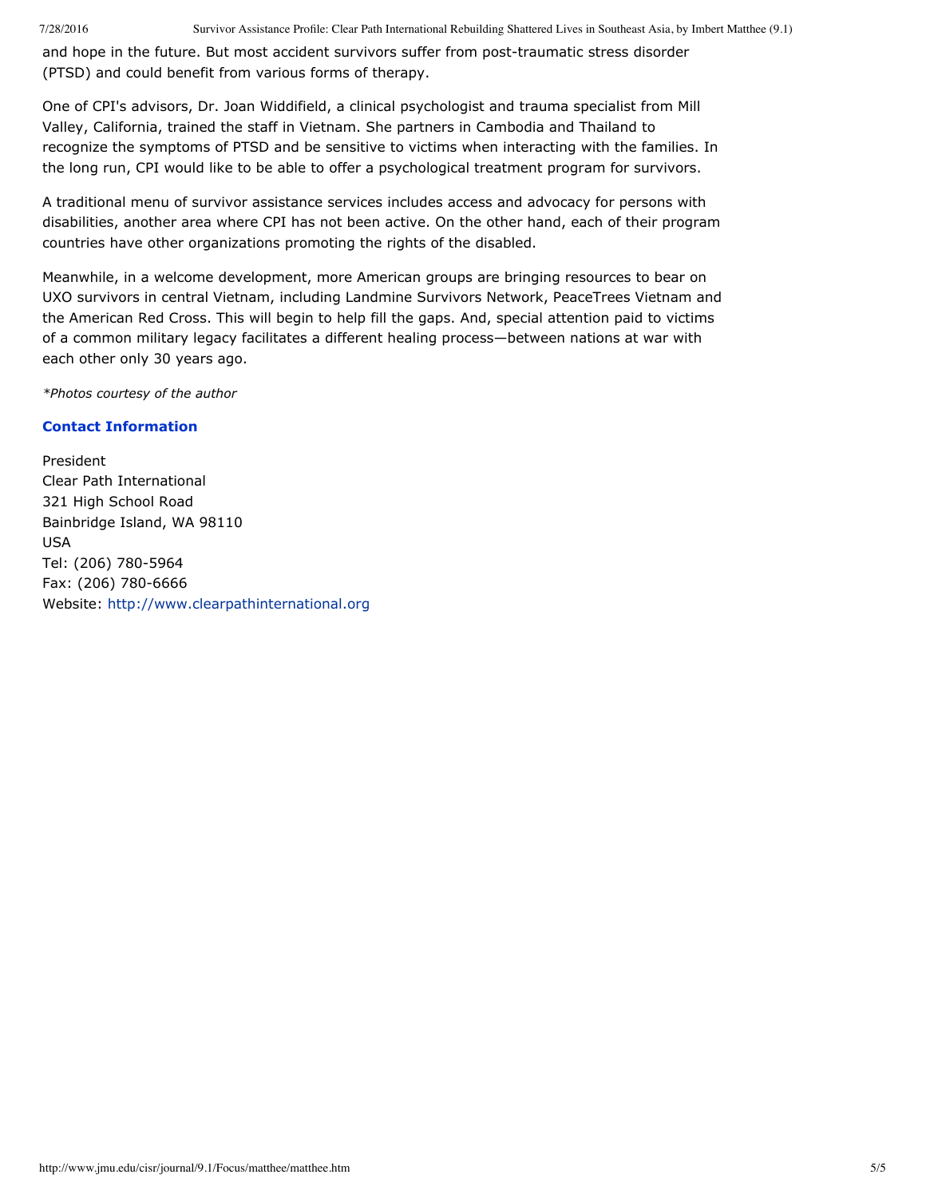and hope in the future. But most accident survivors suffer from post-traumatic stress disorder (PTSD) and could benefit from various forms of therapy.

One of CPI's advisors, Dr. Joan Widdifield, a clinical psychologist and trauma specialist from Mill Valley, California, trained the staff in Vietnam. She partners in Cambodia and Thailand to recognize the symptoms of PTSD and be sensitive to victims when interacting with the families. In the long run, CPI would like to be able to offer a psychological treatment program for survivors.

A traditional menu of survivor assistance services includes access and advocacy for persons with disabilities, another area where CPI has not been active. On the other hand, each of their program countries have other organizations promoting the rights of the disabled.

Meanwhile, in a welcome development, more American groups are bringing resources to bear on UXO survivors in central Vietnam, including Landmine Survivors Network, PeaceTrees Vietnam and the American Red Cross. This will begin to help fill the gaps. And, special attention paid to victims of a common military legacy facilitates a different healing process—between nations at war with each other only 30 years ago.

*\*Photos courtesy of the author*

### Contact Information

President
Clear Path International
321 High School Road
Bainbridge Island, WA 98110
USA
Tel: (206) 780-5964
Fax: (206) 780-6666
Website: http://www.clearpathinternational.org